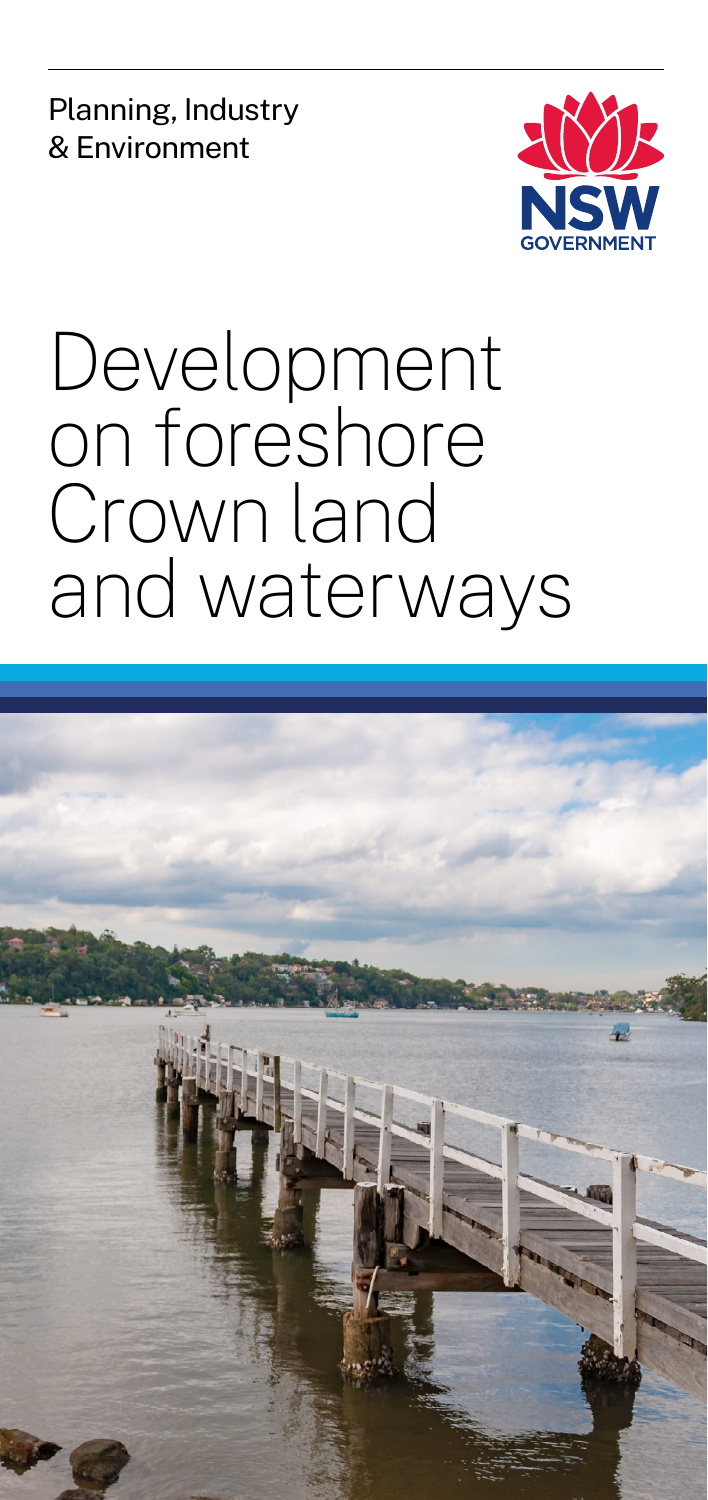Planning, Industry & Environment

NSW GOVERNMENT

# Development on foreshore Crown land and waterways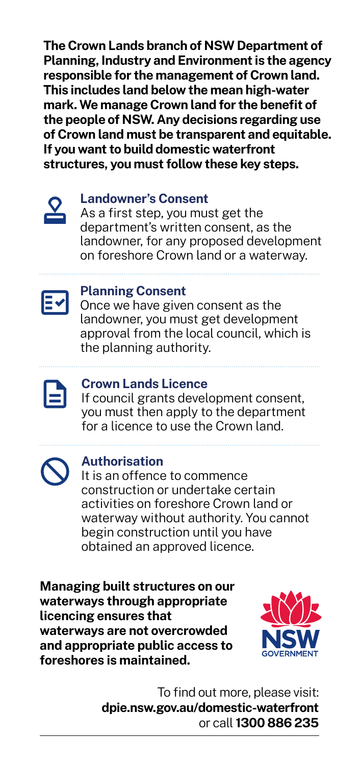**The Crown Lands branch of NSW Department of Planning, Industry and Environment is the agency responsible for the management of Crown land. This includes land below the mean high-water mark. We manage Crown land for the benefit of the people of NSW. Any decisions regarding use of Crown land must be transparent and equitable. If you want to build domestic waterfront structures, you must follow these key steps.**

### Landowner's Consent

As a first step, you must get the department's written consent, as the landowner, for any proposed development on foreshore Crown land or a waterway.

### Planning Consent

Once we have given consent as the landowner, you must get development approval from the local council, which is the planning authority.

### Crown Lands Licence

If council grants development consent, you must then apply to the department for a licence to use the Crown land.

### Authorisation

It is an offence to commence construction or undertake certain activities on foreshore Crown land or waterway without authority. You cannot begin construction until you have obtained an approved licence.

**Managing built structures on our waterways through appropriate licencing ensures that waterways are not overcrowded and appropriate public access to foreshores is maintained.**

NSW GOVERNMENT

To find out more, please visit:
**dpie.nsw.gov.au/domestic-waterfront**
or call **1300 886 235**